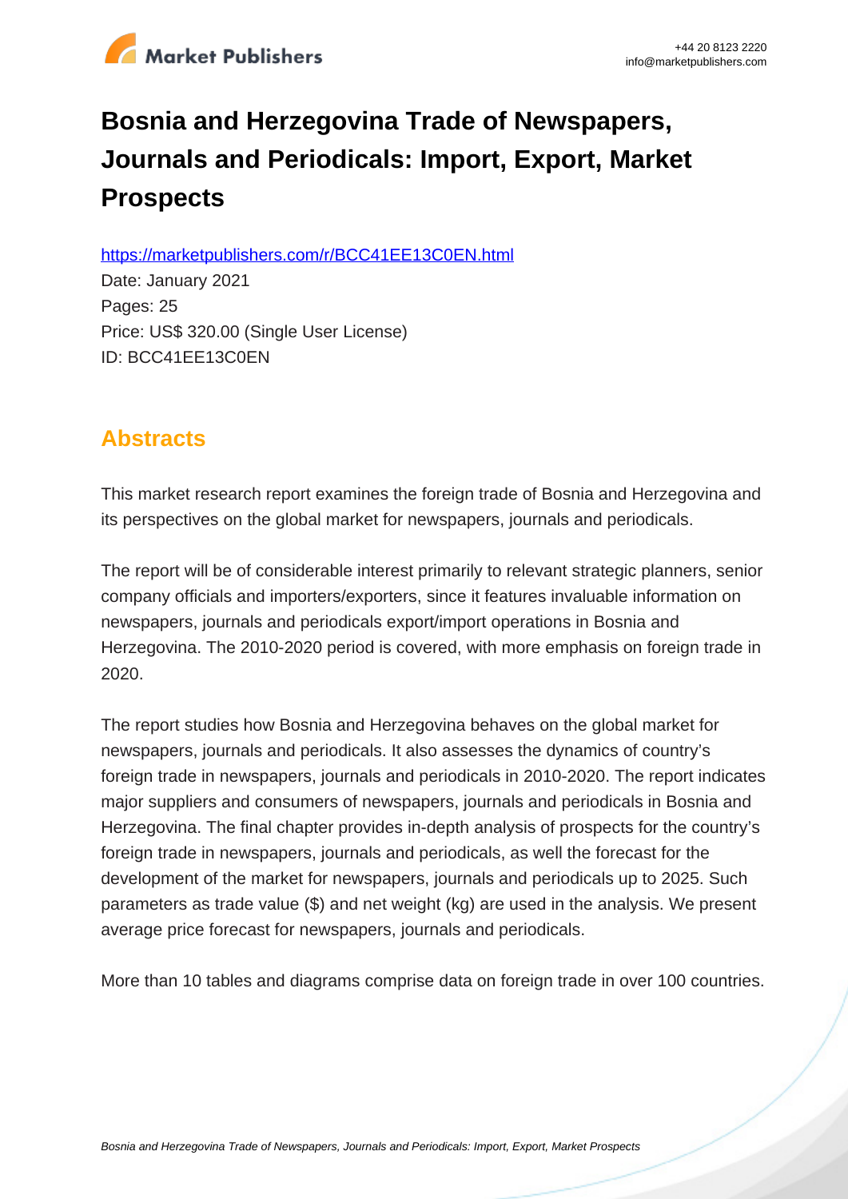# Bosnia and Herzegovina Trade of Newspapers, Journals and Periodicals: Import, Export, Market Prospects

https://marketpublishers.com/r/BCC41EE13C0EN.html

Date: January 2021

Pages: 25

Price: US$ 320.00 (Single User License)

ID: BCC41EE13C0EN

## Abstracts

This market research report examines the foreign trade of Bosnia and Herzegovina and its perspectives on the global market for newspapers, journals and periodicals.

The report will be of considerable interest primarily to relevant strategic planners, senior company officials and importers/exporters, since it features invaluable information on newspapers, journals and periodicals export/import operations in Bosnia and Herzegovina. The 2010-2020 period is covered, with more emphasis on foreign trade in 2020.

The report studies how Bosnia and Herzegovina behaves on the global market for newspapers, journals and periodicals. It also assesses the dynamics of country's foreign trade in newspapers, journals and periodicals in 2010-2020. The report indicates major suppliers and consumers of newspapers, journals and periodicals in Bosnia and Herzegovina. The final chapter provides in-depth analysis of prospects for the country's foreign trade in newspapers, journals and periodicals, as well the forecast for the development of the market for newspapers, journals and periodicals up to 2025. Such parameters as trade value ($) and net weight (kg) are used in the analysis. We present average price forecast for newspapers, journals and periodicals.

More than 10 tables and diagrams comprise data on foreign trade in over 100 countries.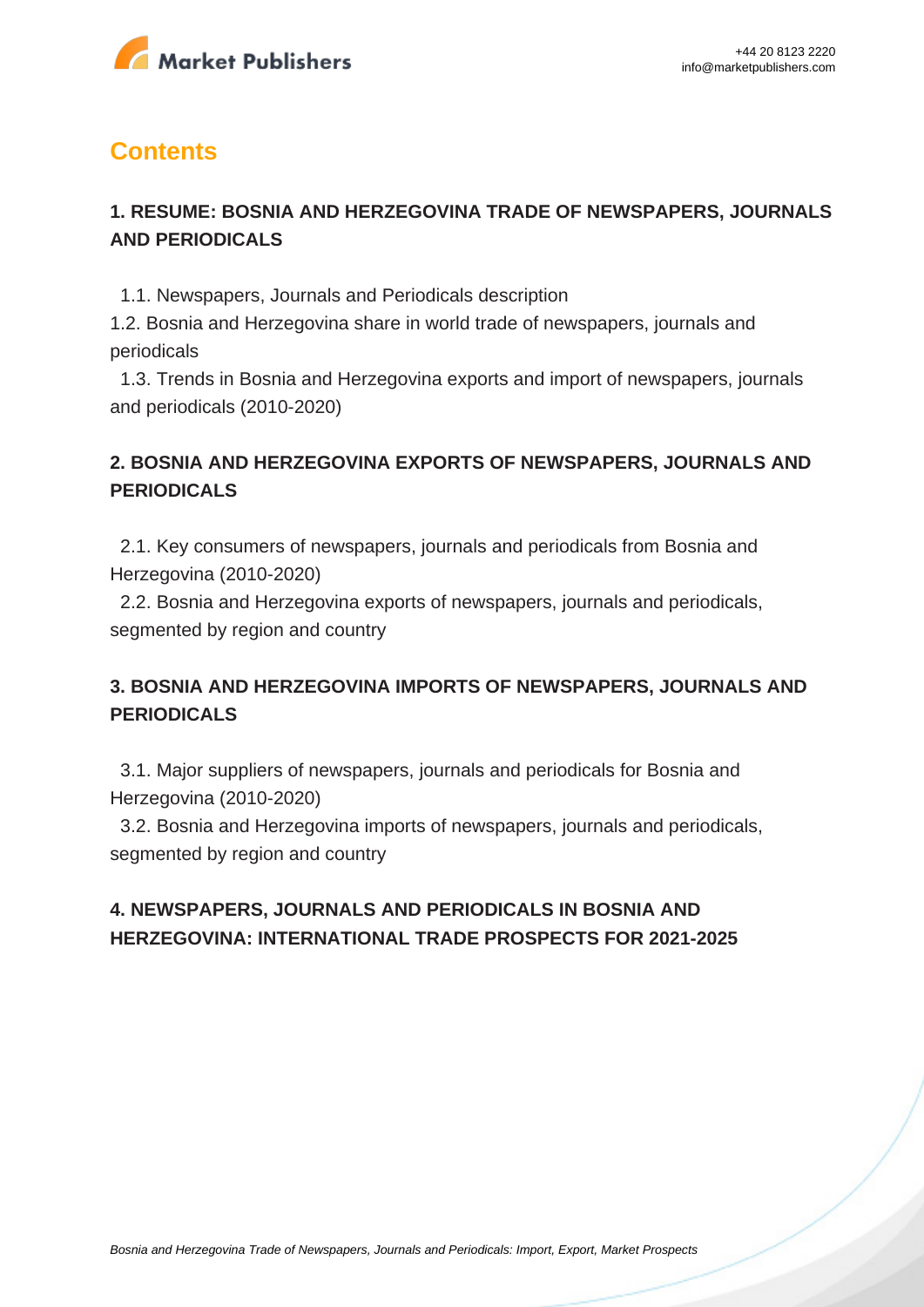## Contents

### 1. RESUME: BOSNIA AND HERZEGOVINA TRADE OF NEWSPAPERS, JOURNALS AND PERIODICALS

1.1. Newspapers, Journals and Periodicals description
1.2. Bosnia and Herzegovina share in world trade of newspapers, journals and periodicals
1.3. Trends in Bosnia and Herzegovina exports and import of newspapers, journals and periodicals (2010-2020)

### 2. BOSNIA AND HERZEGOVINA EXPORTS OF NEWSPAPERS, JOURNALS AND PERIODICALS

2.1. Key consumers of newspapers, journals and periodicals from Bosnia and Herzegovina (2010-2020)
2.2. Bosnia and Herzegovina exports of newspapers, journals and periodicals, segmented by region and country

### 3. BOSNIA AND HERZEGOVINA IMPORTS OF NEWSPAPERS, JOURNALS AND PERIODICALS

3.1. Major suppliers of newspapers, journals and periodicals for Bosnia and Herzegovina (2010-2020)
3.2. Bosnia and Herzegovina imports of newspapers, journals and periodicals, segmented by region and country

### 4. NEWSPAPERS, JOURNALS AND PERIODICALS IN BOSNIA AND HERZEGOVINA: INTERNATIONAL TRADE PROSPECTS FOR 2021-2025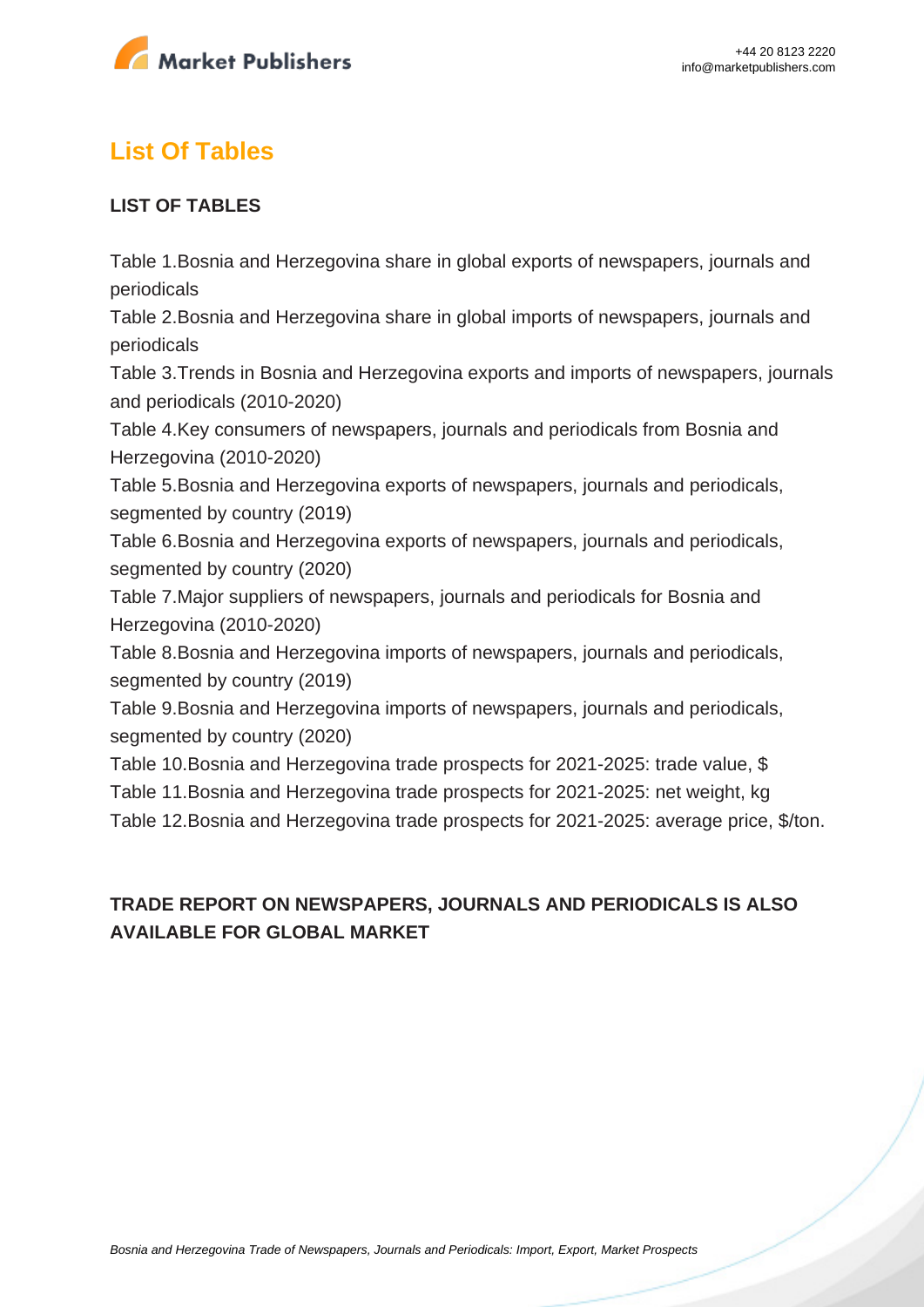## List Of Tables

### LIST OF TABLES

Table 1.Bosnia and Herzegovina share in global exports of newspapers, journals and periodicals
Table 2.Bosnia and Herzegovina share in global imports of newspapers, journals and periodicals
Table 3.Trends in Bosnia and Herzegovina exports and imports of newspapers, journals and periodicals (2010-2020)
Table 4.Key consumers of newspapers, journals and periodicals from Bosnia and Herzegovina (2010-2020)
Table 5.Bosnia and Herzegovina exports of newspapers, journals and periodicals, segmented by country (2019)
Table 6.Bosnia and Herzegovina exports of newspapers, journals and periodicals, segmented by country (2020)
Table 7.Major suppliers of newspapers, journals and periodicals for Bosnia and Herzegovina (2010-2020)
Table 8.Bosnia and Herzegovina imports of newspapers, journals and periodicals, segmented by country (2019)
Table 9.Bosnia and Herzegovina imports of newspapers, journals and periodicals, segmented by country (2020)
Table 10.Bosnia and Herzegovina trade prospects for 2021-2025: trade value, $
Table 11.Bosnia and Herzegovina trade prospects for 2021-2025: net weight, kg
Table 12.Bosnia and Herzegovina trade prospects for 2021-2025: average price, $/ton.

### TRADE REPORT ON NEWSPAPERS, JOURNALS AND PERIODICALS IS ALSO AVAILABLE FOR GLOBAL MARKET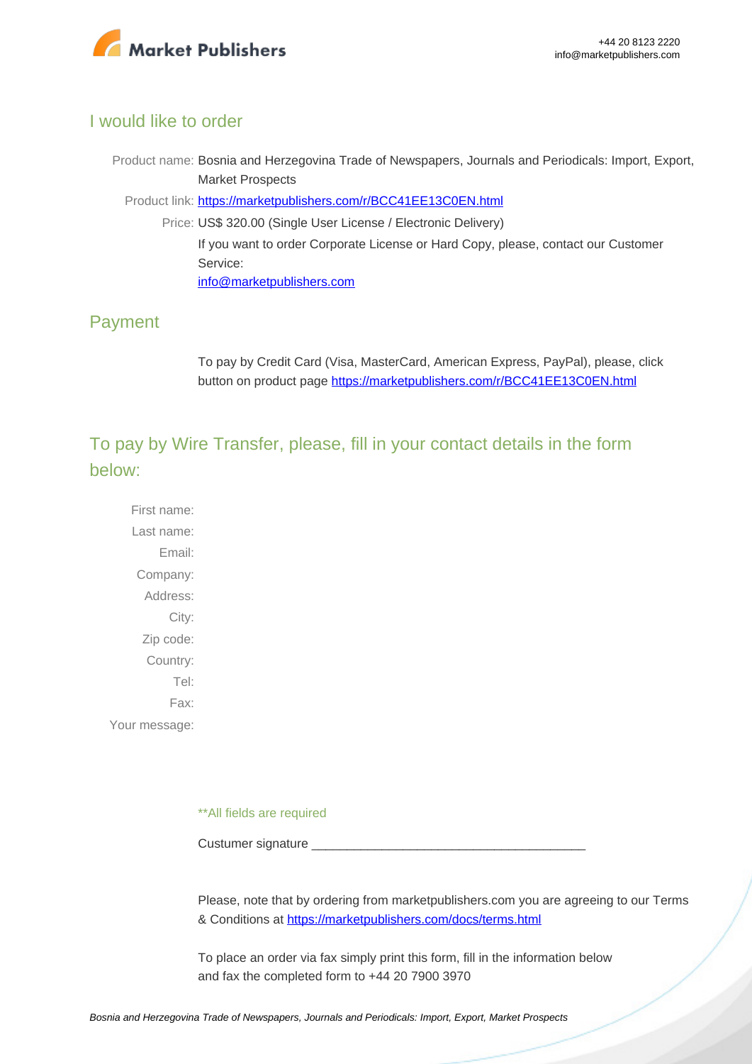## I would like to order

Product name: Bosnia and Herzegovina Trade of Newspapers, Journals and Periodicals: Import, Export, Market Prospects

Product link: [https://marketpublishers.com/r/BCC41EE13C0EN.html](https://marketpublishers.com/r/BCC41EE13C0EN.html)

Price: US$ 320.00 (Single User License / Electronic Delivery)

If you want to order Corporate License or Hard Copy, please, contact our Customer Service:

[info@marketpublishers.com](mailto:info@marketpublishers.com)

## Payment

To pay by Credit Card (Visa, MasterCard, American Express, PayPal), please, click button on product page [https://marketpublishers.com/r/BCC41EE13C0EN.html](https://marketpublishers.com/r/BCC41EE13C0EN.html)

## To pay by Wire Transfer, please, fill in your contact details in the form below:

First name:

Last name:

Email:

Company:

Address:

City:

Zip code:

Country:

Tel:

Fax:

Your message:

**All fields are required

Custumer signature _______________________________________

Please, note that by ordering from marketpublishers.com you are agreeing to our Terms & Conditions at [https://marketpublishers.com/docs/terms.html](https://marketpublishers.com/docs/terms.html)

To place an order via fax simply print this form, fill in the information below and fax the completed form to +44 20 7900 3970